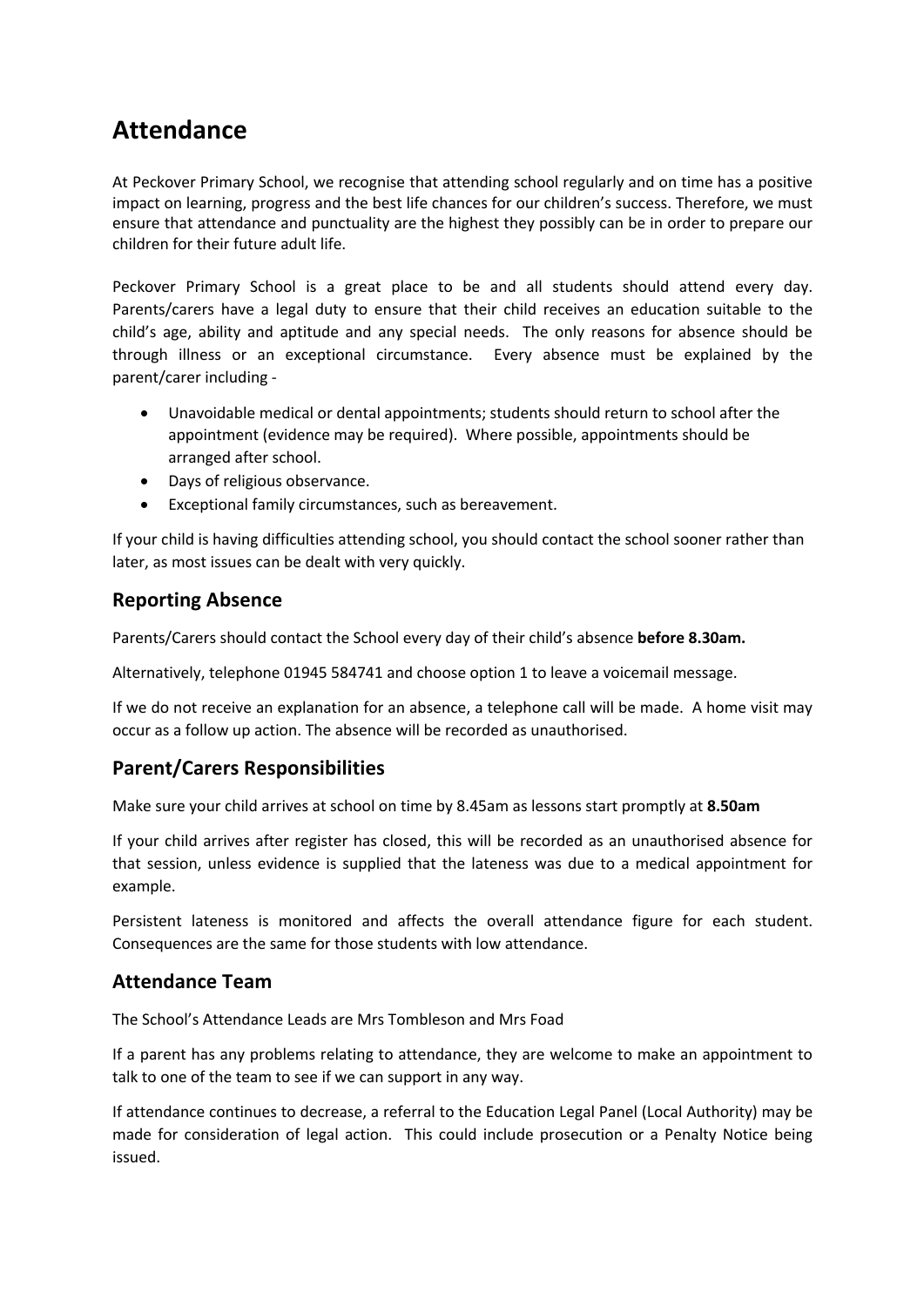# Attendance

At Peckover Primary School, we recognise that attending school regularly and on time has a positive impact on learning, progress and the best life chances for our children's success. Therefore, we must ensure that attendance and punctuality are the highest they possibly can be in order to prepare our children for their future adult life.

Peckover Primary School is a great place to be and all students should attend every day. Parents/carers have a legal duty to ensure that their child receives an education suitable to the child's age, ability and aptitude and any special needs. The only reasons for absence should be through illness or an exceptional circumstance. Every absence must be explained by the parent/carer including -

- Unavoidable medical or dental appointments; students should return to school after the appointment (evidence may be required). Where possible, appointments should be arranged after school.
- Days of religious observance.
- Exceptional family circumstances, such as bereavement.

If your child is having difficulties attending school, you should contact the school sooner rather than later, as most issues can be dealt with very quickly.

## Reporting Absence

Parents/Carers should contact the School every day of their child's absence **before 8.30am.**

Alternatively, telephone 01945 584741 and choose option 1 to leave a voicemail message.

If we do not receive an explanation for an absence, a telephone call will be made. A home visit may occur as a follow up action. The absence will be recorded as unauthorised.

## Parent/Carers Responsibilities

Make sure your child arrives at school on time by 8.45am as lessons start promptly at **8.50am**

If your child arrives after register has closed, this will be recorded as an unauthorised absence for that session, unless evidence is supplied that the lateness was due to a medical appointment for example.

Persistent lateness is monitored and affects the overall attendance figure for each student. Consequences are the same for those students with low attendance.

## Attendance Team

The School's Attendance Leads are Mrs Tombleson and Mrs Foad

If a parent has any problems relating to attendance, they are welcome to make an appointment to talk to one of the team to see if we can support in any way.

If attendance continues to decrease, a referral to the Education Legal Panel (Local Authority) may be made for consideration of legal action. This could include prosecution or a Penalty Notice being issued.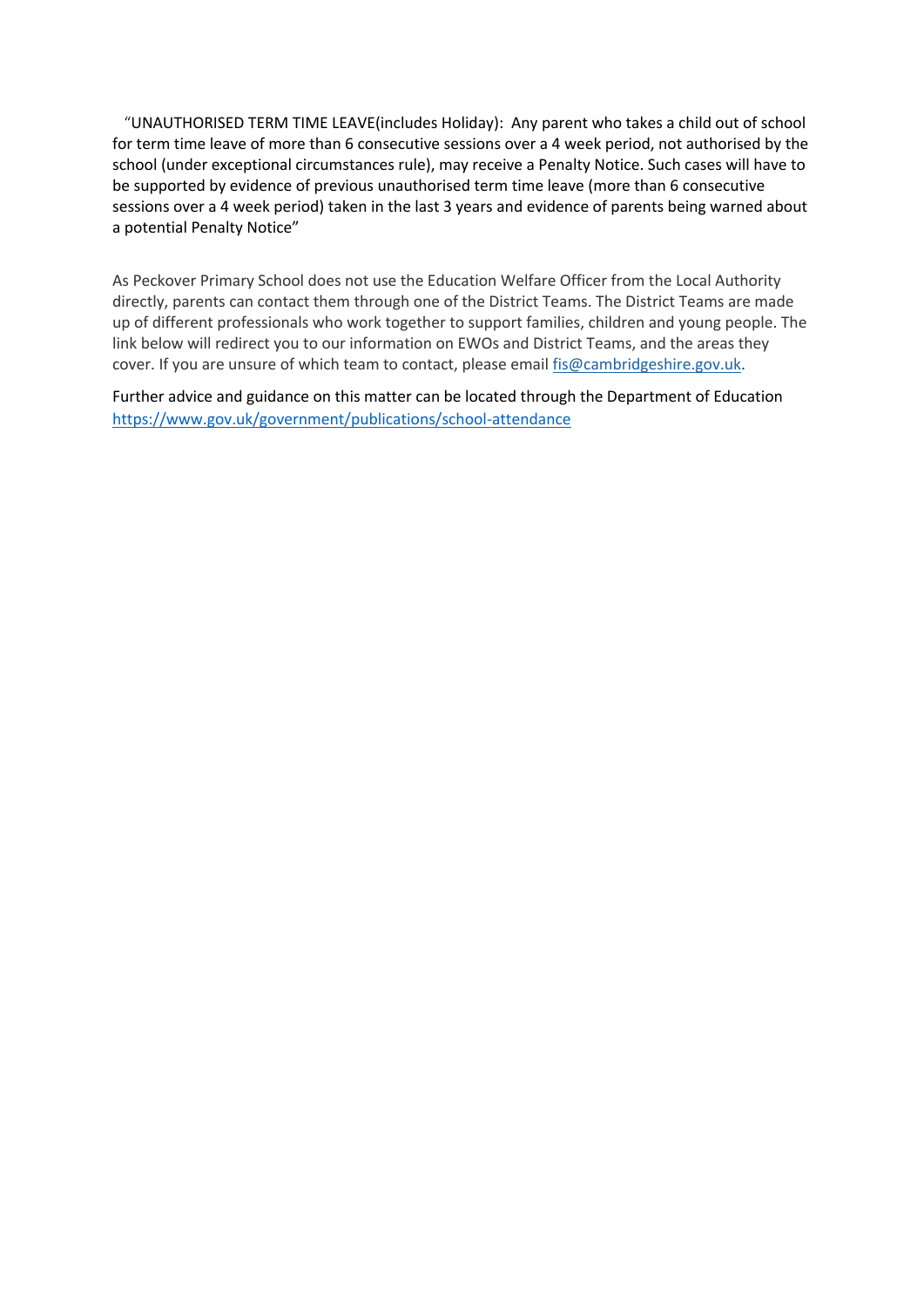"UNAUTHORISED TERM TIME LEAVE(includes Holiday): Any parent who takes a child out of school for term time leave of more than 6 consecutive sessions over a 4 week period, not authorised by the school (under exceptional circumstances rule), may receive a Penalty Notice. Such cases will have to be supported by evidence of previous unauthorised term time leave (more than 6 consecutive sessions over a 4 week period) taken in the last 3 years and evidence of parents being warned about a potential Penalty Notice"

As Peckover Primary School does not use the Education Welfare Officer from the Local Authority directly, parents can contact them through one of the District Teams. The District Teams are made up of different professionals who work together to support families, children and young people. The link below will redirect you to our information on EWOs and District Teams, and the areas they cover. If you are unsure of which team to contact, please email fis@cambridgeshire.gov.uk.

Further advice and guidance on this matter can be located through the Department of Education https://www.gov.uk/government/publications/school-attendance